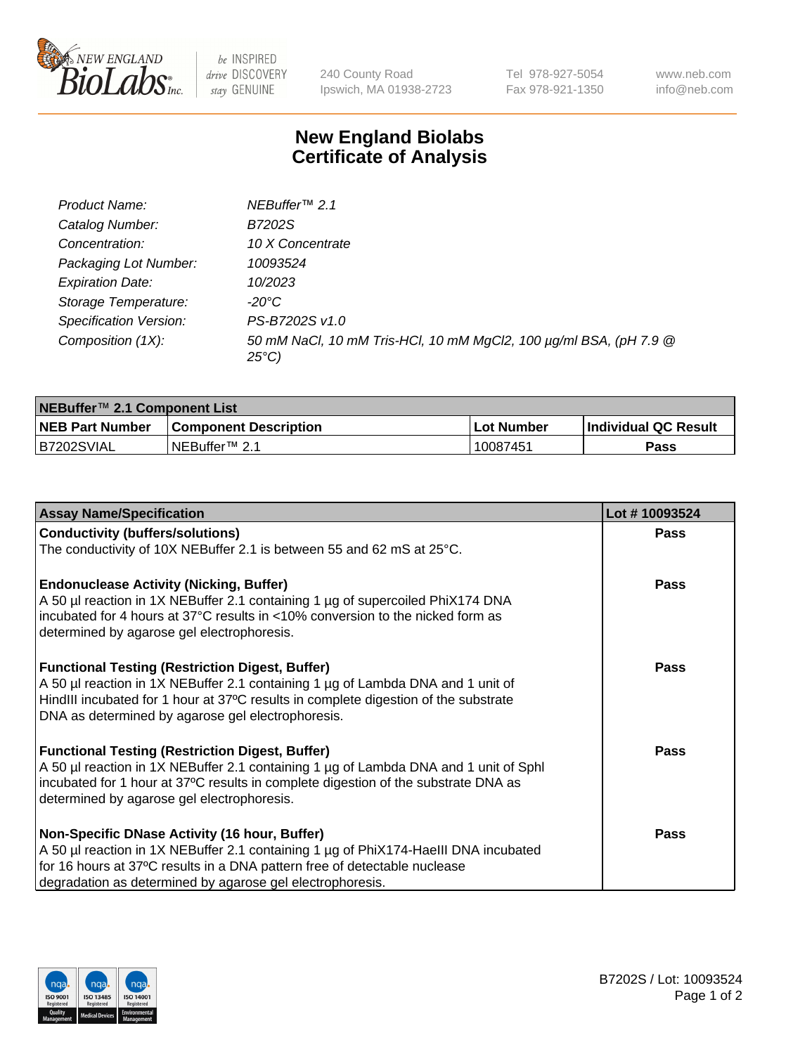# New England Biolabs Certificate of Analysis

| | |
|---|---|
| *Product Name:* | *NEBuffer™ 2.1* |
| *Catalog Number:* | *B7202S* |
| *Concentration:* | *10 X Concentrate* |
| *Packaging Lot Number:* | *10093524* |
| *Expiration Date:* | *10/2023* |
| *Storage Temperature:* | *-20°C* |
| *Specification Version:* | *PS-B7202S v1.0* |
| *Composition (1X):* | *50 mM NaCl, 10 mM Tris-HCl, 10 mM $MgCl_2$, 100 µg/ml BSA, (pH 7.9 @ 25°C)* |

| NEBuffer™ 2.1 Component List | | | |
|---|---|---|---|
| **NEB Part Number** | **Component Description** | **Lot Number** | **Individual QC Result** |
| B7202SVIAL | NEBuffer™ 2.1 | 10087451 | **Pass** |

| Assay Name/Specification | Lot # 10093524 |
|---|---|
| **Conductivity (buffers/solutions)**<br>The conductivity of 10X NEBuffer 2.1 is between 55 and 62 mS at 25°C. | **Pass** |
| **Endonuclease Activity (Nicking, Buffer)**<br>A 50 µl reaction in 1X NEBuffer 2.1 containing 1 µg of supercoiled PhiX174 DNA incubated for 4 hours at 37°C results in <10% conversion to the nicked form as determined by agarose gel electrophoresis. | **Pass** |
| **Functional Testing (Restriction Digest, Buffer)**<br>A 50 µl reaction in 1X NEBuffer 2.1 containing 1 µg of Lambda DNA and 1 unit of HindIII incubated for 1 hour at 37ºC results in complete digestion of the substrate DNA as determined by agarose gel electrophoresis. | **Pass** |
| **Functional Testing (Restriction Digest, Buffer)**<br>A 50 µl reaction in 1X NEBuffer 2.1 containing 1 µg of Lambda DNA and 1 unit of SphI incubated for 1 hour at 37ºC results in complete digestion of the substrate DNA as determined by agarose gel electrophoresis. | **Pass** |
| **Non-Specific DNase Activity (16 hour, Buffer)**<br>A 50 µl reaction in 1X NEBuffer 2.1 containing 1 µg of PhiX174-HaeIII DNA incubated for 16 hours at 37ºC results in a DNA pattern free of detectable nuclease degradation as determined by agarose gel electrophoresis. | **Pass** |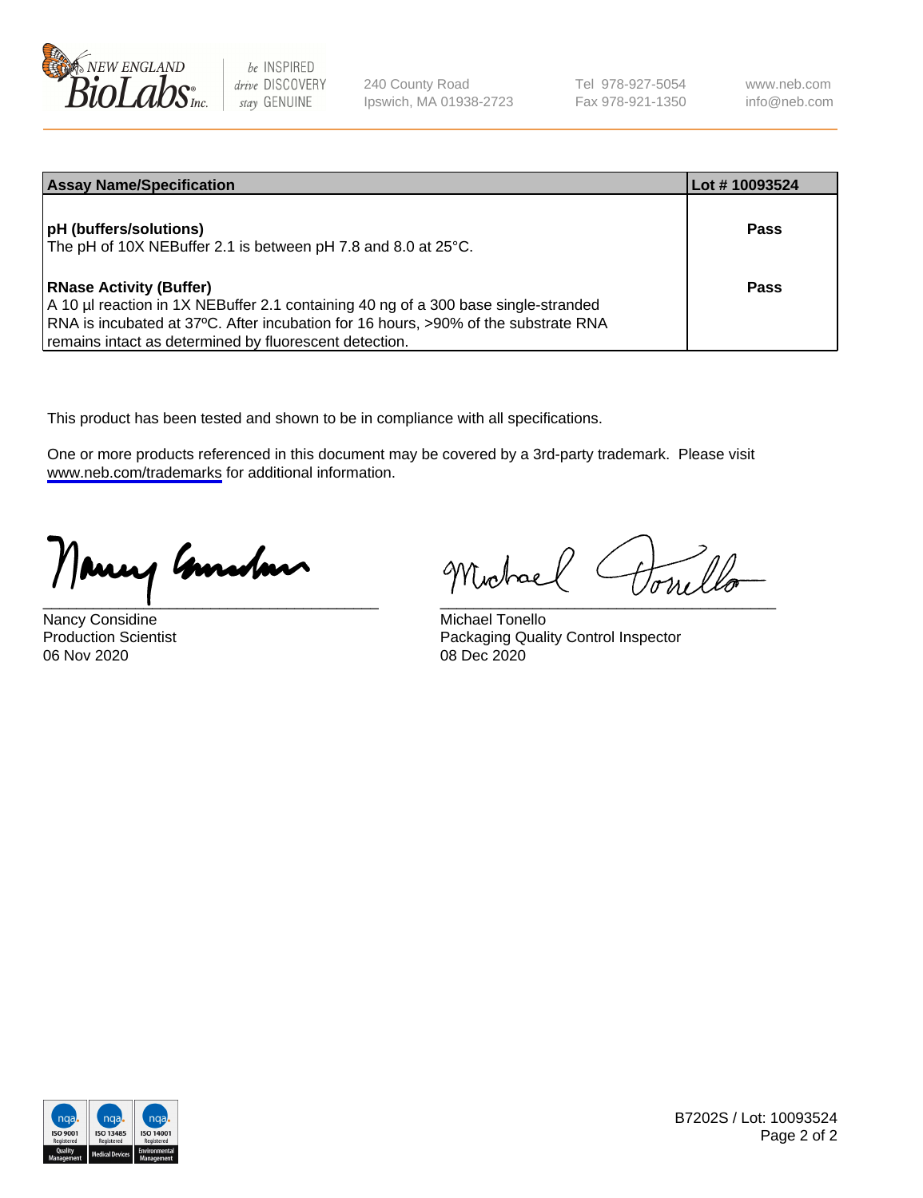NEW ENGLAND BioLabs Inc. — be INSPIRED drive DISCOVERY stay GENUINE

240 County Road
Ipswich, MA 01938-2723

Tel 978-927-5054
Fax 978-921-1350

www.neb.com
info@neb.com

| Assay Name/Specification | Lot # 10093524 |
| --- | --- |
| **pH (buffers/solutions)**<br>The pH of 10X NEBuffer 2.1 is between pH 7.8 and 8.0 at 25°C. | **Pass** |
| **RNase Activity (Buffer)**<br>A 10 µl reaction in 1X NEBuffer 2.1 containing 40 ng of a 300 base single-stranded RNA is incubated at 37ºC. After incubation for 16 hours, >90% of the substrate RNA remains intact as determined by fluorescent detection. | **Pass** |

This product has been tested and shown to be in compliance with all specifications.

One or more products referenced in this document may be covered by a 3rd-party trademark. Please visit www.neb.com/trademarks for additional information.

Nancy Considine
Production Scientist
06 Nov 2020

Michael Tonello
Packaging Quality Control Inspector
08 Dec 2020

B7202S / Lot: 10093524